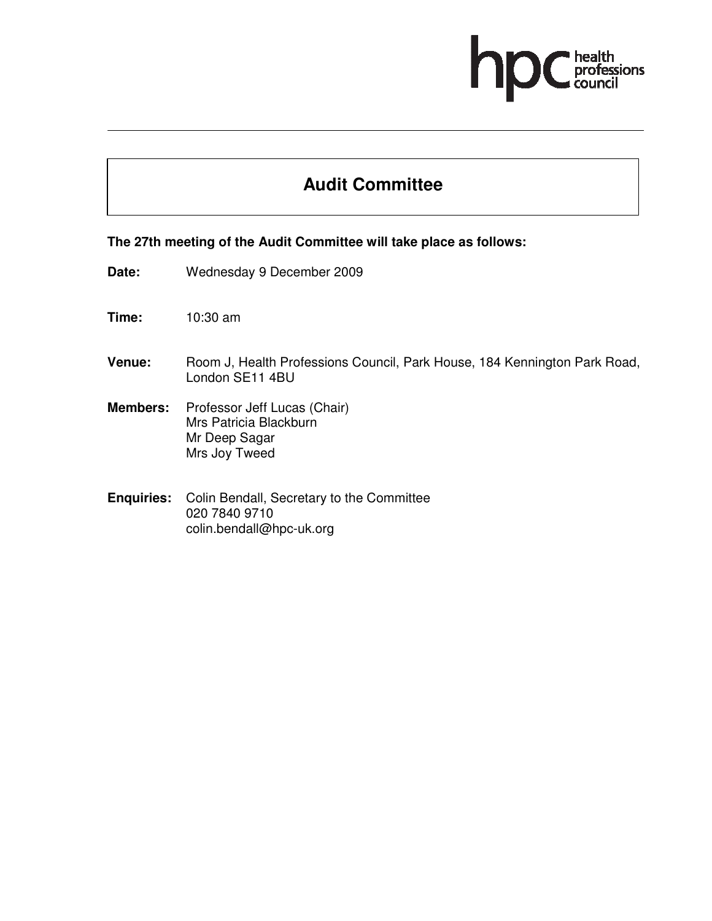# Audit Committee

**The 27th meeting of the Audit Committee will take place as follows:**

**Date:** Wednesday 9 December 2009

**Time:** 10:30 am

**Venue:** Room J, Health Professions Council, Park House, 184 Kennington Park Road, London SE11 4BU

**Members:** Professor Jeff Lucas (Chair)
Mrs Patricia Blackburn
Mr Deep Sagar
Mrs Joy Tweed

**Enquiries:** Colin Bendall, Secretary to the Committee
020 7840 9710
colin.bendall@hpc-uk.org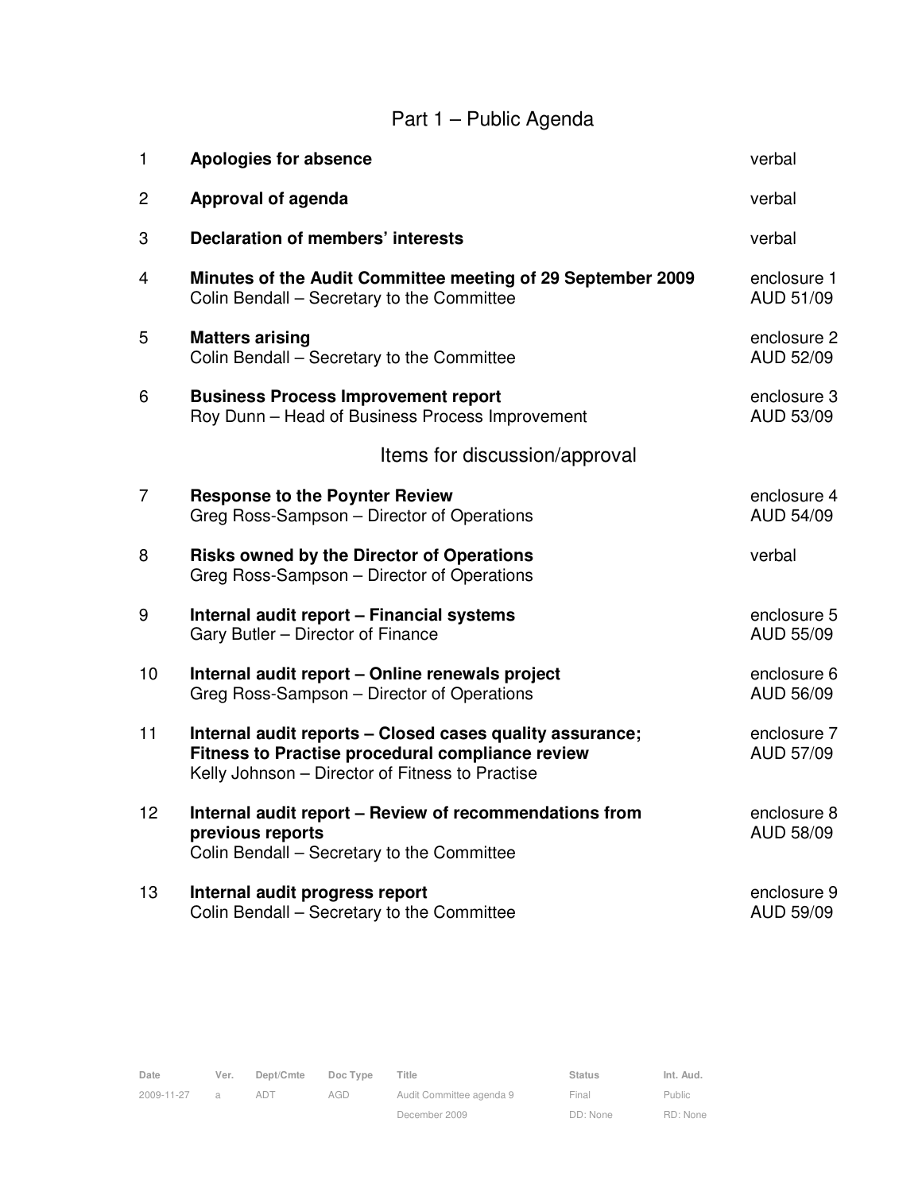# Part 1 – Public Agenda

| | | |
|---|---|---|
| 1 | **Apologies for absence** | verbal |
| 2 | **Approval of agenda** | verbal |
| 3 | **Declaration of members' interests** | verbal |
| 4 | **Minutes of the Audit Committee meeting of 29 September 2009**<br>Colin Bendall – Secretary to the Committee | enclosure 1<br>AUD 51/09 |
| 5 | **Matters arising**<br>Colin Bendall – Secretary to the Committee | enclosure 2<br>AUD 52/09 |
| 6 | **Business Process Improvement report**<br>Roy Dunn – Head of Business Process Improvement | enclosure 3<br>AUD 53/09 |

## Items for discussion/approval

| | | |
|---|---|---|
| 7 | **Response to the Poynter Review**<br>Greg Ross-Sampson – Director of Operations | enclosure 4<br>AUD 54/09 |
| 8 | **Risks owned by the Director of Operations**<br>Greg Ross-Sampson – Director of Operations | verbal |
| 9 | **Internal audit report – Financial systems**<br>Gary Butler – Director of Finance | enclosure 5<br>AUD 55/09 |
| 10 | **Internal audit report – Online renewals project**<br>Greg Ross-Sampson – Director of Operations | enclosure 6<br>AUD 56/09 |
| 11 | **Internal audit reports – Closed cases quality assurance; Fitness to Practise procedural compliance review**<br>Kelly Johnson – Director of Fitness to Practise | enclosure 7<br>AUD 57/09 |
| 12 | **Internal audit report – Review of recommendations from previous reports**<br>Colin Bendall – Secretary to the Committee | enclosure 8<br>AUD 58/09 |
| 13 | **Internal audit progress report**<br>Colin Bendall – Secretary to the Committee | enclosure 9<br>AUD 59/09 |

| Date | Ver. | Dept/Cmte | Doc Type | Title | Status | Int. Aud. |
|---|---|---|---|---|---|---|
| 2009-11-27 | a | ADT | AGD | Audit Committee agenda 9 December 2009 | Final<br>DD: None | Public<br>RD: None |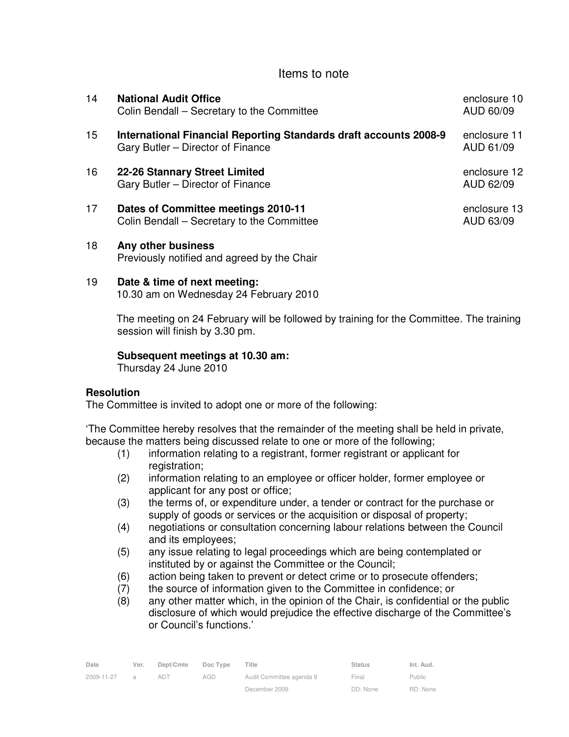## Items to note

| | | |
|---|---|---|
| 14 | **National Audit Office**<br>Colin Bendall – Secretary to the Committee | enclosure 10<br>AUD 60/09 |
| 15 | **International Financial Reporting Standards draft accounts 2008-9**<br>Gary Butler – Director of Finance | enclosure 11<br>AUD 61/09 |
| 16 | **22-26 Stannary Street Limited**<br>Gary Butler – Director of Finance | enclosure 12<br>AUD 62/09 |
| 17 | **Dates of Committee meetings 2010-11**<br>Colin Bendall – Secretary to the Committee | enclosure 13<br>AUD 63/09 |

18 **Any other business**
Previously notified and agreed by the Chair

19 **Date & time of next meeting:**
10.30 am on Wednesday 24 February 2010

The meeting on 24 February will be followed by training for the Committee. The training session will finish by 3.30 pm.

**Subsequent meetings at 10.30 am:**
Thursday 24 June 2010

**Resolution**

The Committee is invited to adopt one or more of the following:

'The Committee hereby resolves that the remainder of the meeting shall be held in private, because the matters being discussed relate to one or more of the following;

(1) information relating to a registrant, former registrant or applicant for registration;
(2) information relating to an employee or officer holder, former employee or applicant for any post or office;
(3) the terms of, or expenditure under, a tender or contract for the purchase or supply of goods or services or the acquisition or disposal of property;
(4) negotiations or consultation concerning labour relations between the Council and its employees;
(5) any issue relating to legal proceedings which are being contemplated or instituted by or against the Committee or the Council;
(6) action being taken to prevent or detect crime or to prosecute offenders;
(7) the source of information given to the Committee in confidence; or
(8) any other matter which, in the opinion of the Chair, is confidential or the public disclosure of which would prejudice the effective discharge of the Committee's or Council's functions.'

| Date | Ver. | Dept/Cmte | Doc Type | Title | Status | Int. Aud. |
|---|---|---|---|---|---|---|
| 2009-11-27 | a | ADT | AGD | Audit Committee agenda 9 December 2009 | Final<br>DD: None | Public<br>RD: None |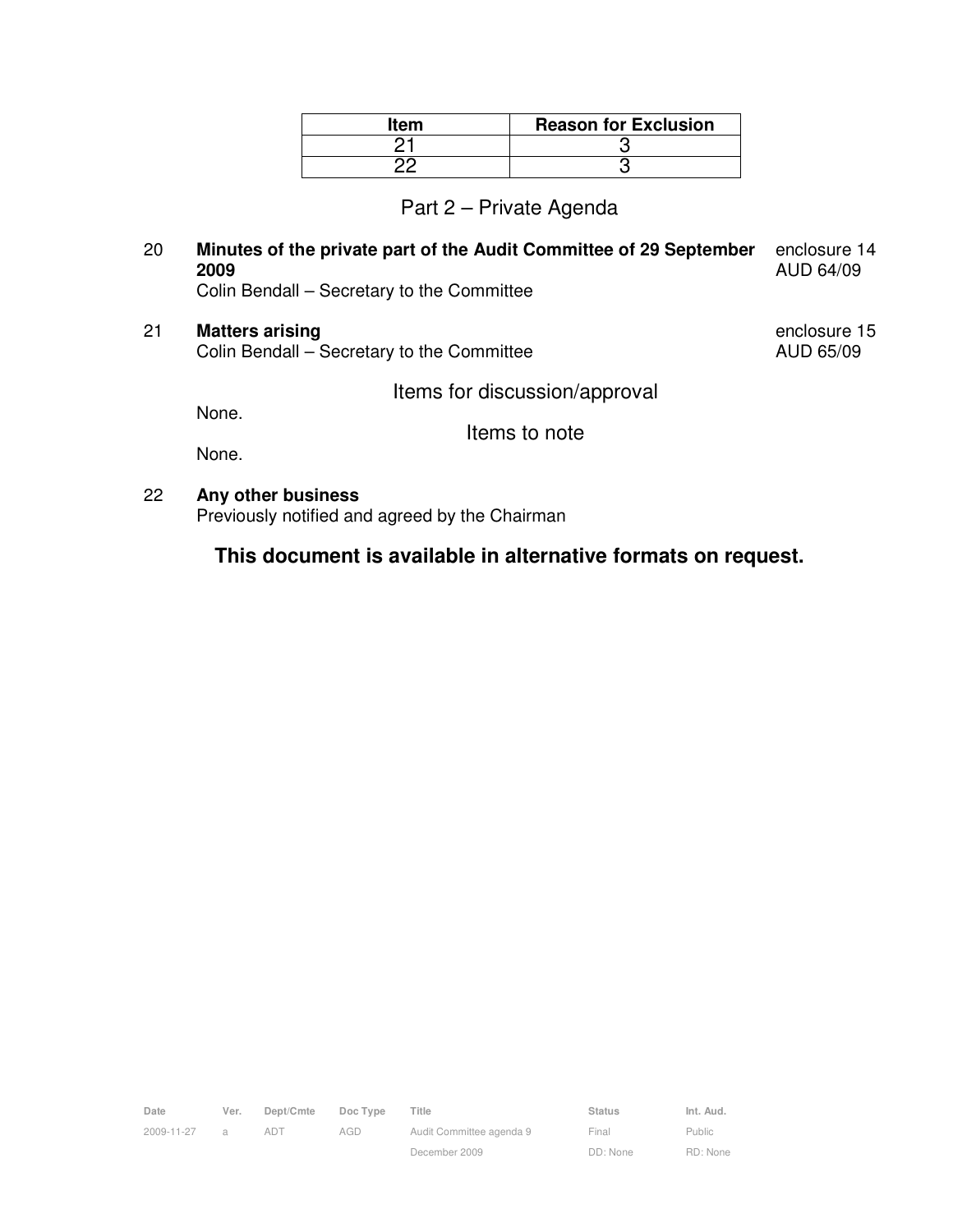| Item | Reason for Exclusion |
| --- | --- |
| 21 | 3 |
| 22 | 3 |

## Part 2 – Private Agenda

20 **Minutes of the private part of the Audit Committee of 29 September 2009** enclosure 14 AUD 64/09
Colin Bendall – Secretary to the Committee

21 **Matters arising** enclosure 15 AUD 65/09
Colin Bendall – Secretary to the Committee

### Items for discussion/approval

None.

### Items to note

None.

22 **Any other business**
Previously notified and agreed by the Chairman

**This document is available in alternative formats on request.**

| Date | Ver. | Dept/Cmte | Doc Type | Title | Status | Int. Aud. |
| --- | --- | --- | --- | --- | --- | --- |
| 2009-11-27 | a | ADT | AGD | Audit Committee agenda 9 December 2009 | Final DD: None | Public RD: None |